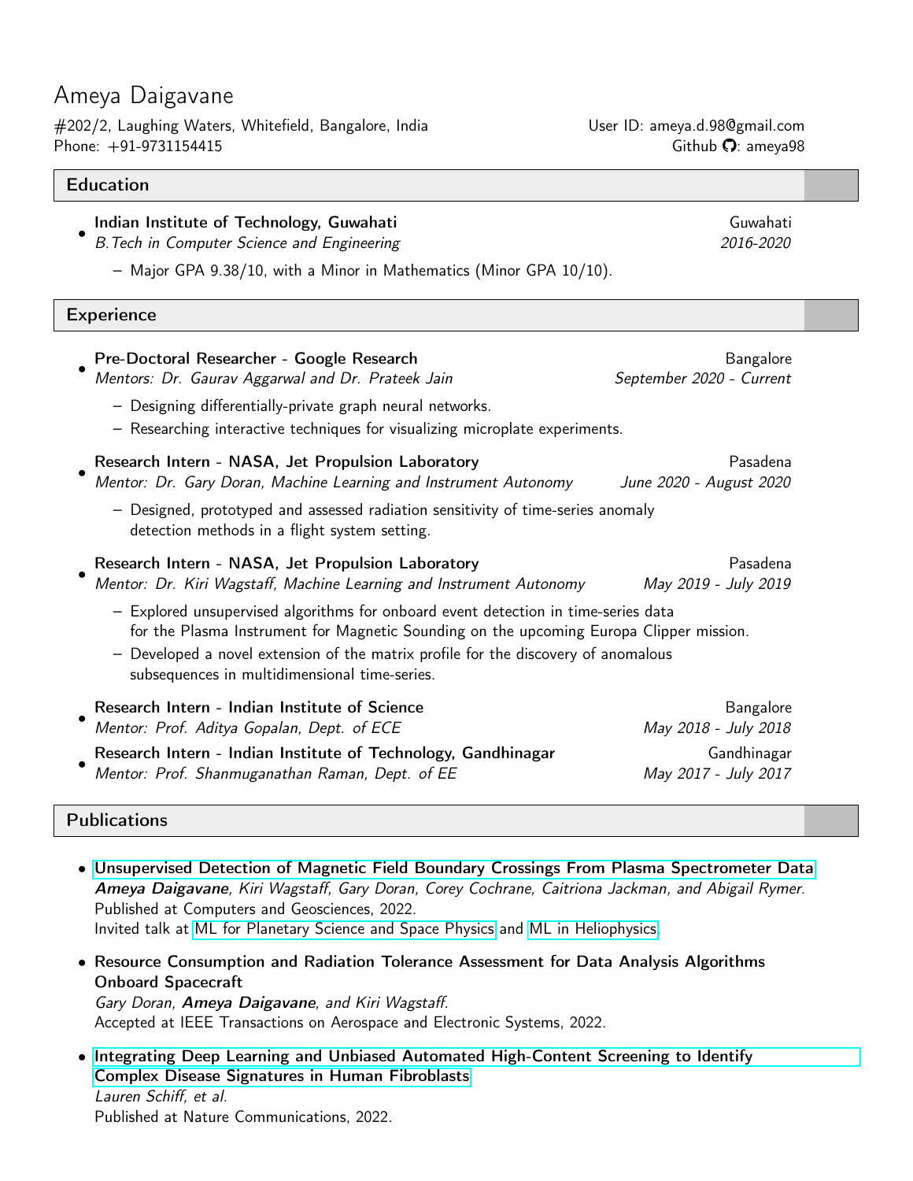# Ameya Daigavane

#202/2, Laughing Waters, Whitefield, Bangalore, India
Phone: +91-9731154415

User ID: ameya.d.98@gmail.com
Github: ameya98

## Education

- **Indian Institute of Technology, Guwahati** — Guwahati
  *B.Tech in Computer Science and Engineering* — *2016-2020*
  - Major GPA 9.38/10, with a Minor in Mathematics (Minor GPA 10/10).

## Experience

- **Pre-Doctoral Researcher - Google Research** — Bangalore
  *Mentors: Dr. Gaurav Aggarwal and Dr. Prateek Jain* — *September 2020 - Current*
  - Designing differentially-private graph neural networks.
  - Researching interactive techniques for visualizing microplate experiments.

- **Research Intern - NASA, Jet Propulsion Laboratory** — Pasadena
  *Mentor: Dr. Gary Doran, Machine Learning and Instrument Autonomy* — *June 2020 - August 2020*
  - Designed, prototyped and assessed radiation sensitivity of time-series anomaly detection methods in a flight system setting.

- **Research Intern - NASA, Jet Propulsion Laboratory** — Pasadena
  *Mentor: Dr. Kiri Wagstaff, Machine Learning and Instrument Autonomy* — *May 2019 - July 2019*
  - Explored unsupervised algorithms for onboard event detection in time-series data for the Plasma Instrument for Magnetic Sounding on the upcoming Europa Clipper mission.
  - Developed a novel extension of the matrix profile for the discovery of anomalous subsequences in multidimensional time-series.

- **Research Intern - Indian Institute of Science** — Bangalore
  *Mentor: Prof. Aditya Gopalan, Dept. of ECE* — *May 2018 - July 2018*

- **Research Intern - Indian Institute of Technology, Gandhinagar** — Gandhinagar
  *Mentor: Prof. Shanmuganathan Raman, Dept. of EE* — *May 2017 - July 2017*

## Publications

- **Unsupervised Detection of Magnetic Field Boundary Crossings From Plasma Spectrometer Data**
  ***Ameya Daigavane***, *Kiri Wagstaff, Gary Doran, Corey Cochrane, Caitriona Jackman, and Abigail Rymer.*
  Published at Computers and Geosciences, 2022.
  Invited talk at ML for Planetary Science and Space Physics and ML in Heliophysics.

- **Resource Consumption and Radiation Tolerance Assessment for Data Analysis Algorithms Onboard Spacecraft**
  *Gary Doran,* ***Ameya Daigavane****, and Kiri Wagstaff.*
  Accepted at IEEE Transactions on Aerospace and Electronic Systems, 2022.

- **Integrating Deep Learning and Unbiased Automated High-Content Screening to Identify Complex Disease Signatures in Human Fibroblasts**
  *Lauren Schiff, et al.*
  Published at Nature Communications, 2022.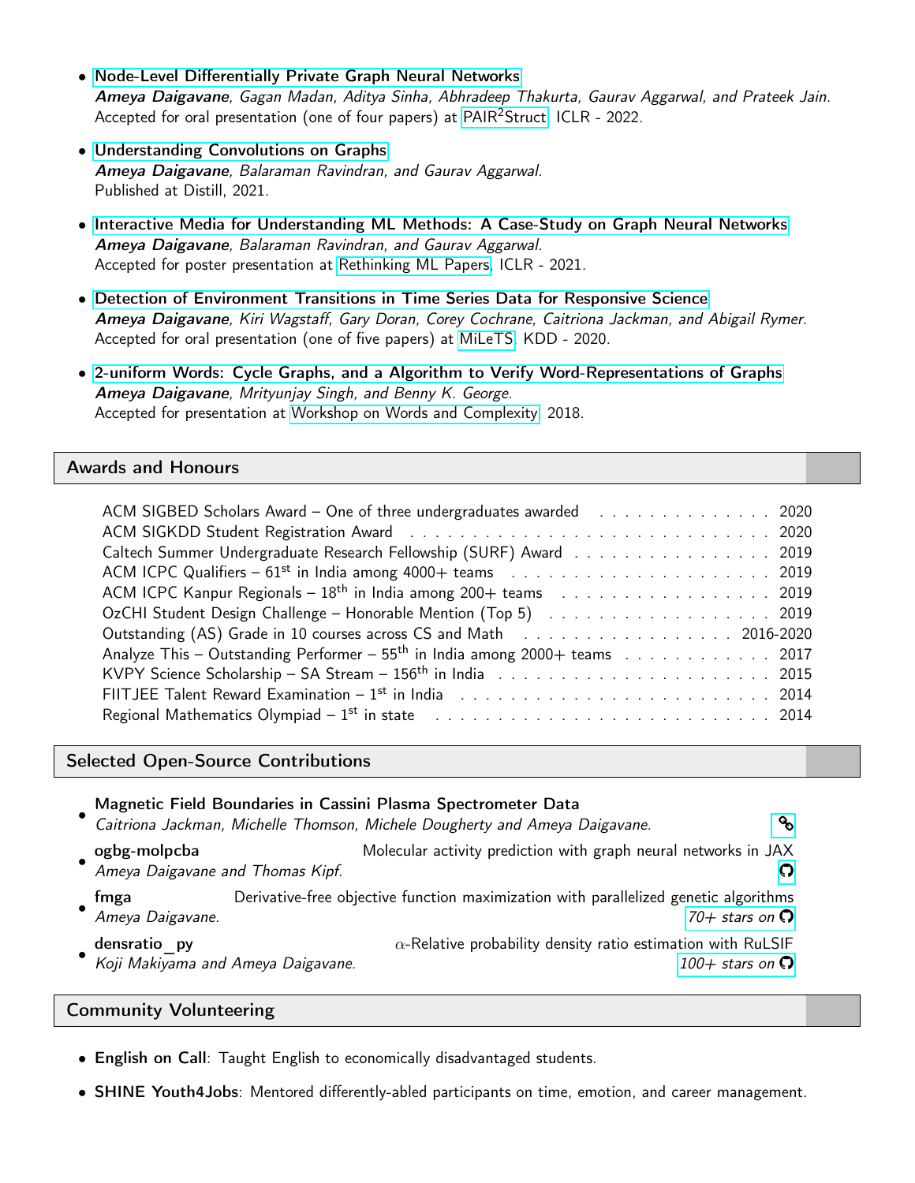- **Node-Level Differentially Private Graph Neural Networks**
  ***Ameya Daigavane***, *Gagan Madan, Aditya Sinha, Abhradeep Thakurta, Gaurav Aggarwal, and Prateek Jain.*
  Accepted for oral presentation (one of four papers) at PAIR$^2$Struct, ICLR - 2022.

- **Understanding Convolutions on Graphs**
  ***Ameya Daigavane***, *Balaraman Ravindran, and Gaurav Aggarwal.*
  Published at Distill, 2021.

- **Interactive Media for Understanding ML Methods: A Case-Study on Graph Neural Networks**
  ***Ameya Daigavane***, *Balaraman Ravindran, and Gaurav Aggarwal.*
  Accepted for poster presentation at Rethinking ML Papers, ICLR - 2021.

- **Detection of Environment Transitions in Time Series Data for Responsive Science**
  ***Ameya Daigavane***, *Kiri Wagstaff, Gary Doran, Corey Cochrane, Caitriona Jackman, and Abigail Rymer.*
  Accepted for oral presentation (one of five papers) at MiLeTS, KDD - 2020.

- **2-uniform Words: Cycle Graphs, and a Algorithm to Verify Word-Representations of Graphs**
  ***Ameya Daigavane***, *Mrityunjay Singh, and Benny K. George.*
  Accepted for presentation at Workshop on Words and Complexity, 2018.

## Awards and Honours

- ACM SIGBED Scholars Award – One of three undergraduates awarded ........ 2020
- ACM SIGKDD Student Registration Award ........ 2020
- Caltech Summer Undergraduate Research Fellowship (SURF) Award ........ 2019
- ACM ICPC Qualifiers – 61$^{st}$ in India among 4000+ teams ........ 2019
- ACM ICPC Kanpur Regionals – 18$^{th}$ in India among 200+ teams ........ 2019
- OzCHI Student Design Challenge – Honorable Mention (Top 5) ........ 2019
- Outstanding (AS) Grade in 10 courses across CS and Math ........ 2016-2020
- Analyze This – Outstanding Performer – 55$^{th}$ in India among 2000+ teams ........ 2017
- KVPY Science Scholarship – SA Stream – 156$^{th}$ in India ........ 2015
- FIITJEE Talent Reward Examination – 1$^{st}$ in India ........ 2014
- Regional Mathematics Olympiad – 1$^{st}$ in state ........ 2014

## Selected Open-Source Contributions

- **Magnetic Field Boundaries in Cassini Plasma Spectrometer Data**
  *Caitriona Jackman, Michelle Thomson, Michele Dougherty and Ameya Daigavane.*
- **ogbg-molpcba** — Molecular activity prediction with graph neural networks in JAX
  *Ameya Daigavane and Thomas Kipf.*
- **fmga** — Derivative-free objective function maximization with parallelized genetic algorithms
  *Ameya Daigavane.* — *70+ stars on GitHub*
- **densratio_py** — $\alpha$-Relative probability density ratio estimation with RuLSIF
  *Koji Makiyama and Ameya Daigavane.* — *100+ stars on GitHub*

## Community Volunteering

- **English on Call**: Taught English to economically disadvantaged students.
- **SHINE Youth4Jobs**: Mentored differently-abled participants on time, emotion, and career management.